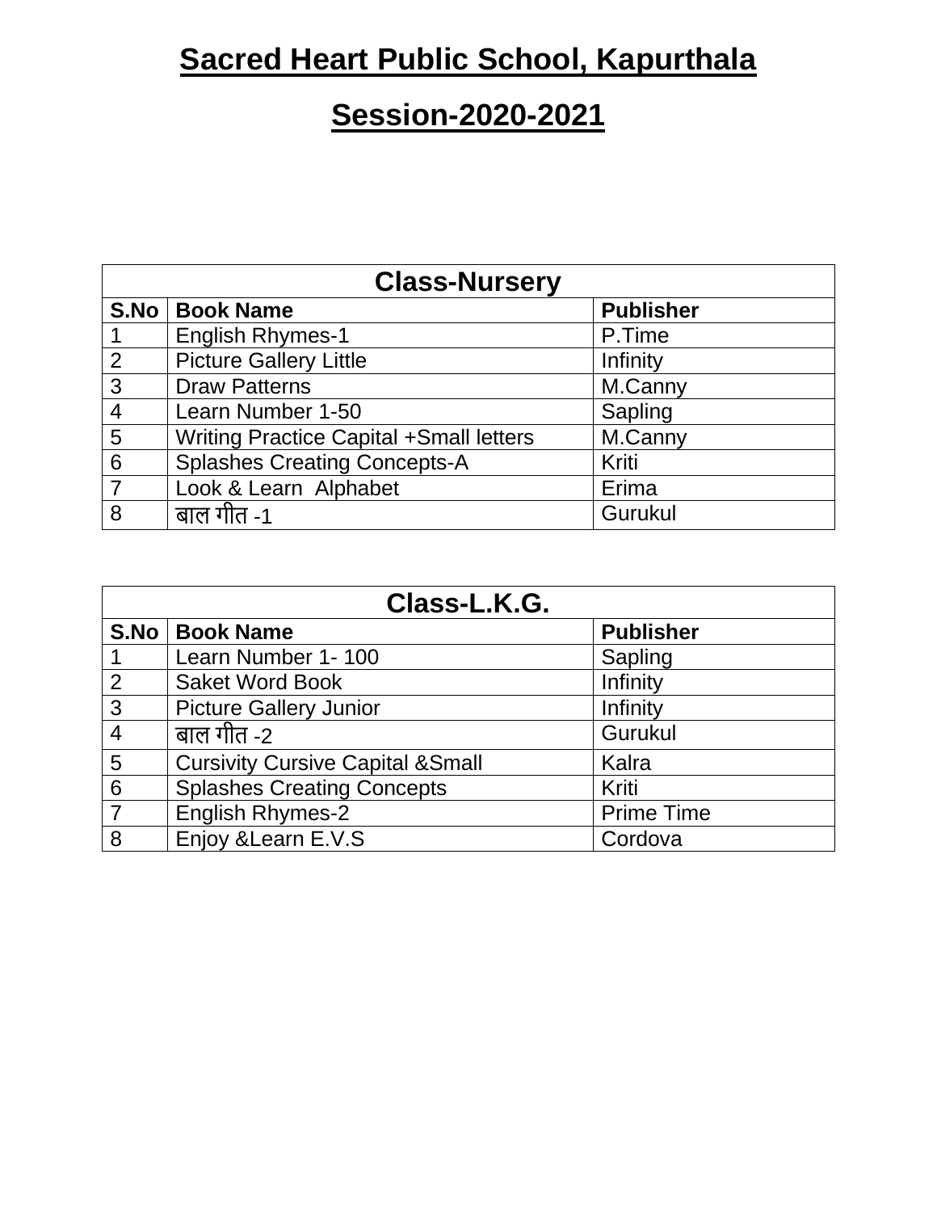# Sacred Heart Public School, Kapurthala

# Session-2020-2021

| Class-Nursery | | |
|---|---|---|
| **S.No** | **Book Name** | **Publisher** |
| 1 | English Rhymes-1 | P.Time |
| 2 | Picture Gallery Little | Infinity |
| 3 | Draw Patterns | M.Canny |
| 4 | Learn Number 1-50 | Sapling |
| 5 | Writing Practice Capital +Small letters | M.Canny |
| 6 | Splashes Creating Concepts-A | Kriti |
| 7 | Look & Learn Alphabet | Erima |
| 8 | बाल गीत -1 | Gurukul |

| Class-L.K.G. | | |
|---|---|---|
| **S.No** | **Book Name** | **Publisher** |
| 1 | Learn Number 1- 100 | Sapling |
| 2 | Saket Word Book | Infinity |
| 3 | Picture Gallery Junior | Infinity |
| 4 | बाल गीत -2 | Gurukul |
| 5 | Cursivity Cursive Capital &Small | Kalra |
| 6 | Splashes Creating Concepts | Kriti |
| 7 | English Rhymes-2 | Prime Time |
| 8 | Enjoy &Learn E.V.S | Cordova |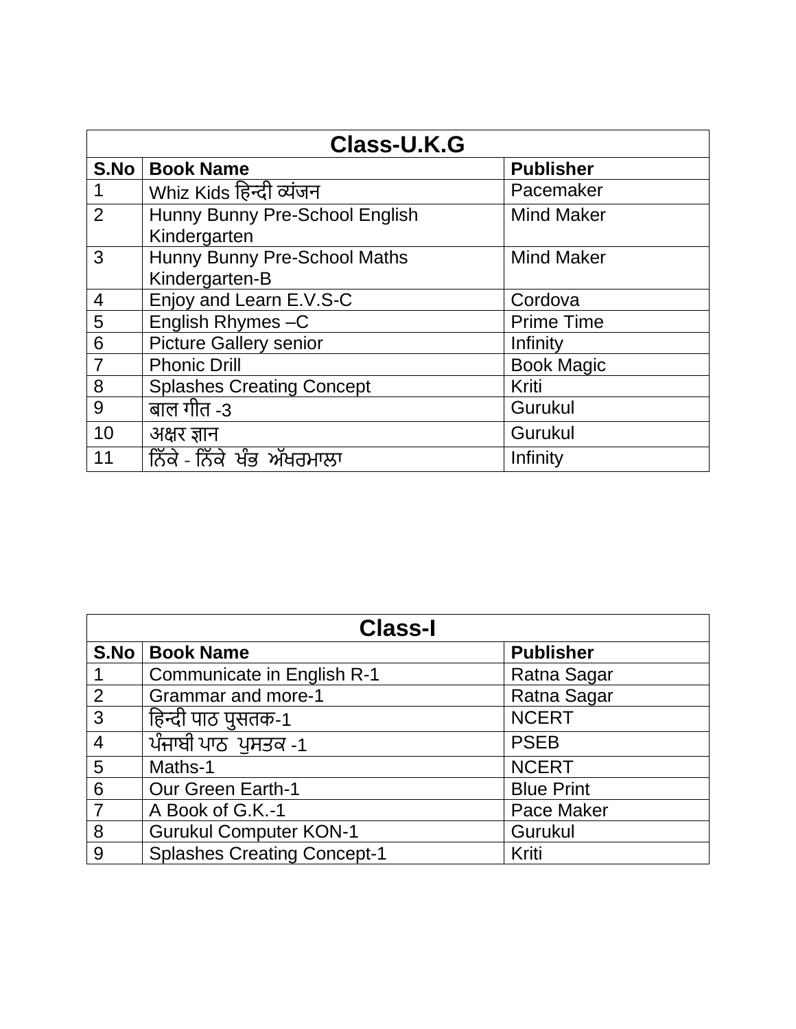| Class-U.K.G | | |
|---|---|---|
| **S.No** | **Book Name** | **Publisher** |
| 1 | Whiz Kids हिन्दी व्यंजन | Pacemaker |
| 2 | Hunny Bunny Pre-School English Kindergarten | Mind Maker |
| 3 | Hunny Bunny Pre-School Maths Kindergarten-B | Mind Maker |
| 4 | Enjoy and Learn E.V.S-C | Cordova |
| 5 | English Rhymes –C | Prime Time |
| 6 | Picture Gallery senior | Infinity |
| 7 | Phonic Drill | Book Magic |
| 8 | Splashes Creating Concept | Kriti |
| 9 | बाल गीत -3 | Gurukul |
| 10 | अक्षर ज्ञान | Gurukul |
| 11 | ਨਿੱਕੇ - ਨਿੱਕੇ ਖੰਭ ਅੱਖਰਮਾਲਾ | Infinity |

| Class-I | | |
|---|---|---|
| **S.No** | **Book Name** | **Publisher** |
| 1 | Communicate in English R-1 | Ratna Sagar |
| 2 | Grammar and more-1 | Ratna Sagar |
| 3 | हिन्दी पाठ पुसतक-1 | NCERT |
| 4 | ਪੰਜਾਬੀ ਪਾਠ ਪੁਸਤਕ -1 | PSEB |
| 5 | Maths-1 | NCERT |
| 6 | Our Green Earth-1 | Blue Print |
| 7 | A Book of G.K.-1 | Pace Maker |
| 8 | Gurukul Computer KON-1 | Gurukul |
| 9 | Splashes Creating Concept-1 | Kriti |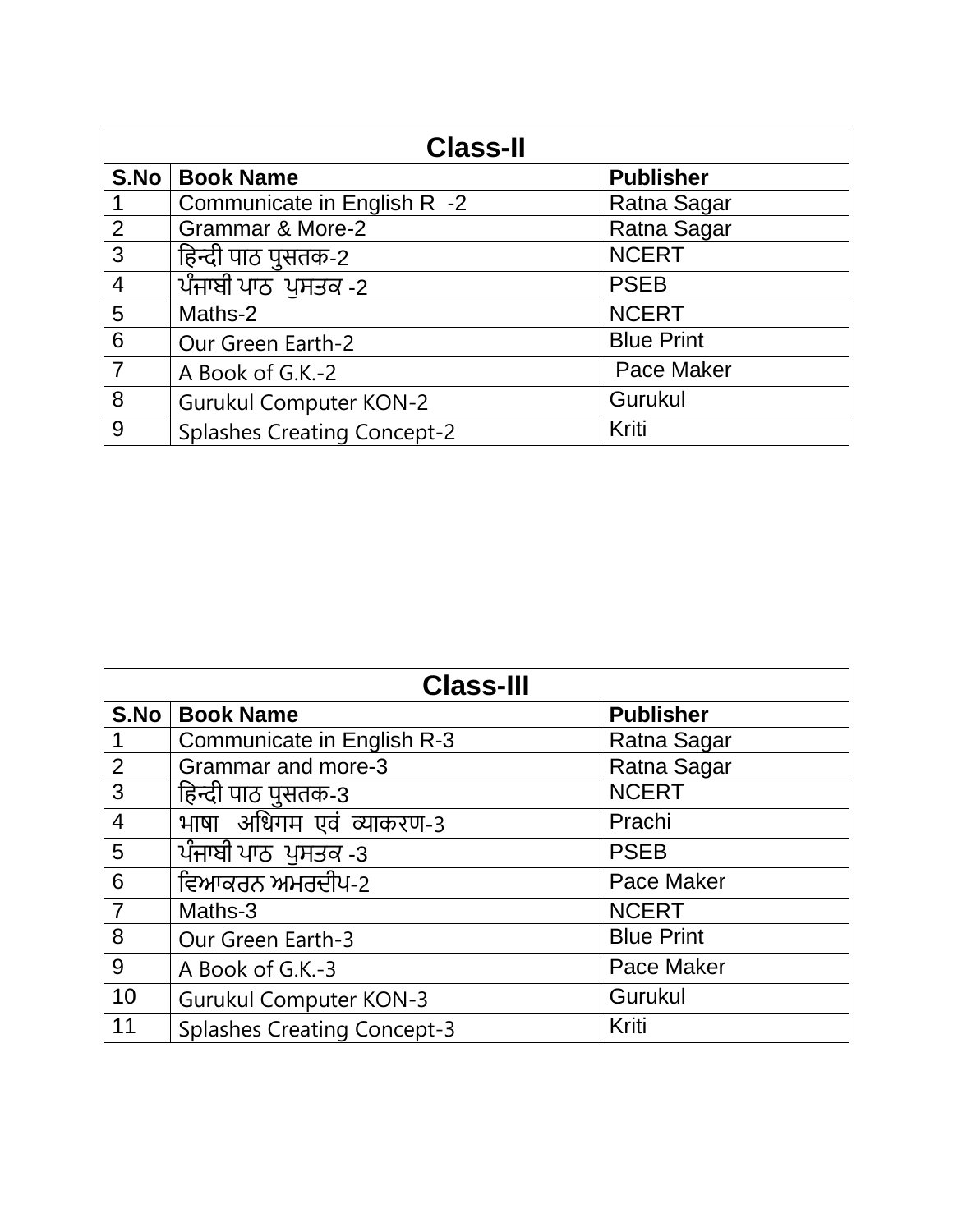| Class-II | | |
|---|---|---|
| S.No | Book Name | Publisher |
| 1 | Communicate in English R -2 | Ratna Sagar |
| 2 | Grammar & More-2 | Ratna Sagar |
| 3 | हिन्दी पाठ पुसतक-2 | NCERT |
| 4 | ਪੰਜਾਬੀ ਪਾਠ ਪੁਸਤਕ -2 | PSEB |
| 5 | Maths-2 | NCERT |
| 6 | Our Green Earth-2 | Blue Print |
| 7 | A Book of G.K.-2 | Pace Maker |
| 8 | Gurukul Computer KON-2 | Gurukul |
| 9 | Splashes Creating Concept-2 | Kriti |

| Class-III | | |
|---|---|---|
| S.No | Book Name | Publisher |
| 1 | Communicate in English R-3 | Ratna Sagar |
| 2 | Grammar and more-3 | Ratna Sagar |
| 3 | हिन्दी पाठ पुसतक-3 | NCERT |
| 4 | भाषा अधिगम एवं व्याकरण-3 | Prachi |
| 5 | ਪੰਜਾਬੀ ਪਾਠ ਪੁਸਤਕ -3 | PSEB |
| 6 | ਵਿਆਕਰਨ ਅਮਰਦੀਪ-2 | Pace Maker |
| 7 | Maths-3 | NCERT |
| 8 | Our Green Earth-3 | Blue Print |
| 9 | A Book of G.K.-3 | Pace Maker |
| 10 | Gurukul Computer KON-3 | Gurukul |
| 11 | Splashes Creating Concept-3 | Kriti |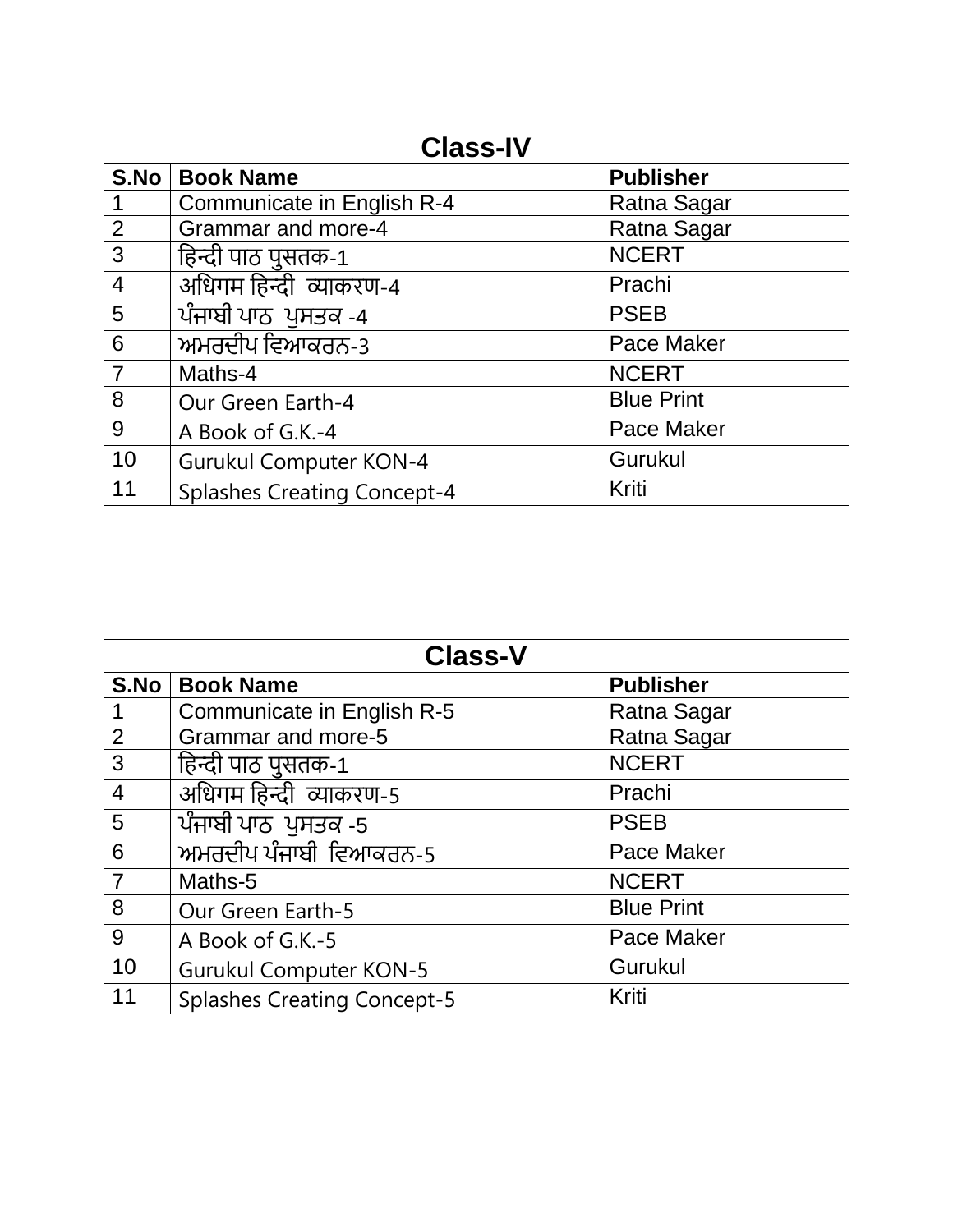| Class-IV | | |
|---|---|---|
| **S.No** | **Book Name** | **Publisher** |
| 1 | Communicate in English R-4 | Ratna Sagar |
| 2 | Grammar and more-4 | Ratna Sagar |
| 3 | हिन्दी पाठ पुसतक-1 | NCERT |
| 4 | अधिगम हिन्दी व्याकरण-4 | Prachi |
| 5 | ਪੰਜਾਬੀ ਪਾਠ ਪੁਸਤਕ -4 | PSEB |
| 6 | ਅਮਰਦੀਪ ਵਿਆਕਰਨ-3 | Pace Maker |
| 7 | Maths-4 | NCERT |
| 8 | Our Green Earth-4 | Blue Print |
| 9 | A Book of G.K.-4 | Pace Maker |
| 10 | Gurukul Computer KON-4 | Gurukul |
| 11 | Splashes Creating Concept-4 | Kriti |

| Class-V | | |
|---|---|---|
| **S.No** | **Book Name** | **Publisher** |
| 1 | Communicate in English R-5 | Ratna Sagar |
| 2 | Grammar and more-5 | Ratna Sagar |
| 3 | हिन्दी पाठ पुसतक-1 | NCERT |
| 4 | अधिगम हिन्दी व्याकरण-5 | Prachi |
| 5 | ਪੰਜਾਬੀ ਪਾਠ ਪੁਸਤਕ -5 | PSEB |
| 6 | ਅਮਰਦੀਪ ਪੰਜਾਬੀ ਵਿਆਕਰਨ-5 | Pace Maker |
| 7 | Maths-5 | NCERT |
| 8 | Our Green Earth-5 | Blue Print |
| 9 | A Book of G.K.-5 | Pace Maker |
| 10 | Gurukul Computer KON-5 | Gurukul |
| 11 | Splashes Creating Concept-5 | Kriti |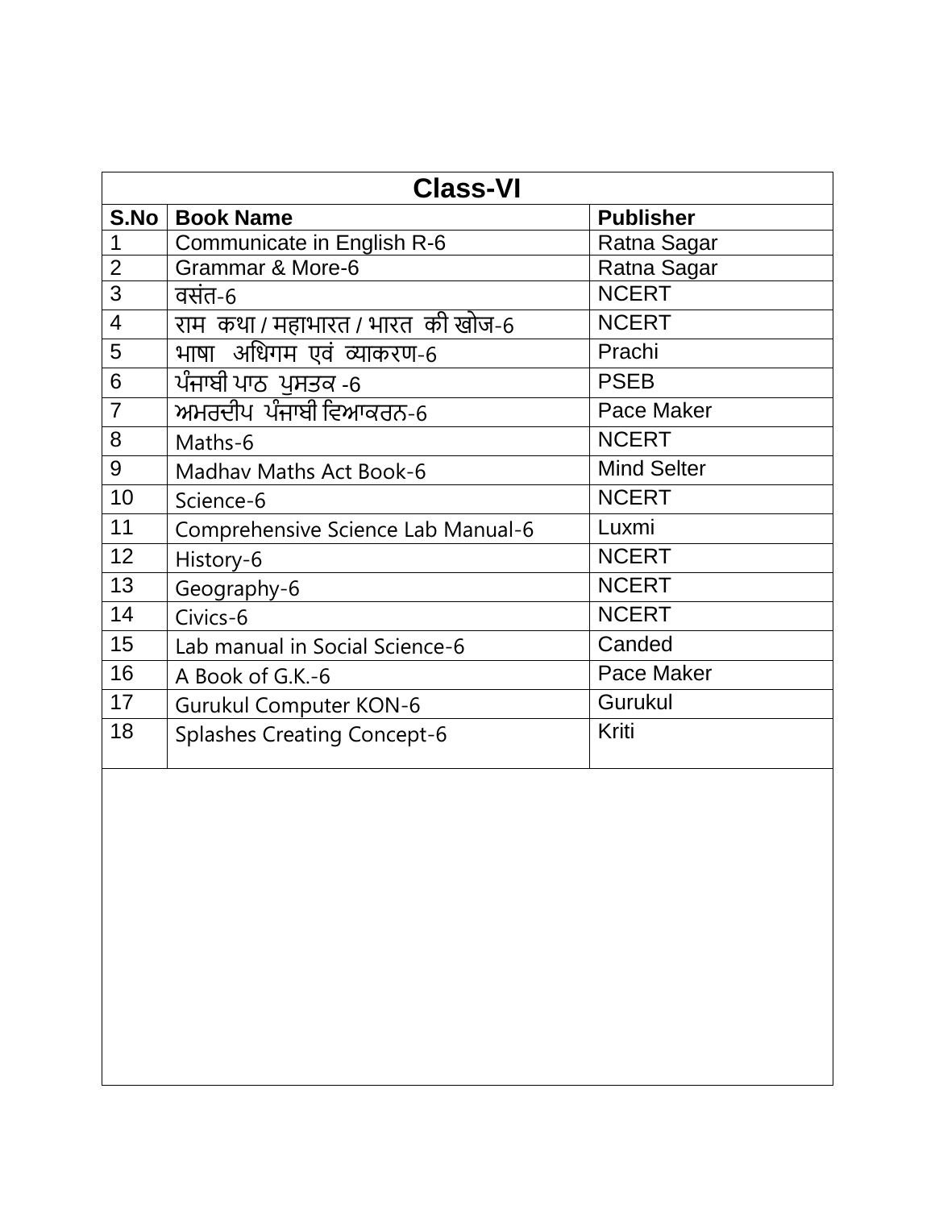| Class-VI | | |
|---|---|---|
| **S.No** | **Book Name** | **Publisher** |
| 1 | Communicate in English R-6 | Ratna Sagar |
| 2 | Grammar & More-6 | Ratna Sagar |
| 3 | वसंत-6 | NCERT |
| 4 | राम कथा / महाभारत / भारत की खोज-6 | NCERT |
| 5 | भाषा अधिगम एवं व्याकरण-6 | Prachi |
| 6 | ਪੰਜਾਬੀ ਪਾਠ ਪੁਸਤਕ -6 | PSEB |
| 7 | ਅਮਰਦੀਪ ਪੰਜਾਬੀ ਵਿਆਕਰਨ-6 | Pace Maker |
| 8 | Maths-6 | NCERT |
| 9 | Madhav Maths Act Book-6 | Mind Selter |
| 10 | Science-6 | NCERT |
| 11 | Comprehensive Science Lab Manual-6 | Luxmi |
| 12 | History-6 | NCERT |
| 13 | Geography-6 | NCERT |
| 14 | Civics-6 | NCERT |
| 15 | Lab manual in Social Science-6 | Canded |
| 16 | A Book of G.K.-6 | Pace Maker |
| 17 | Gurukul Computer KON-6 | Gurukul |
| 18 | Splashes Creating Concept-6 | Kriti |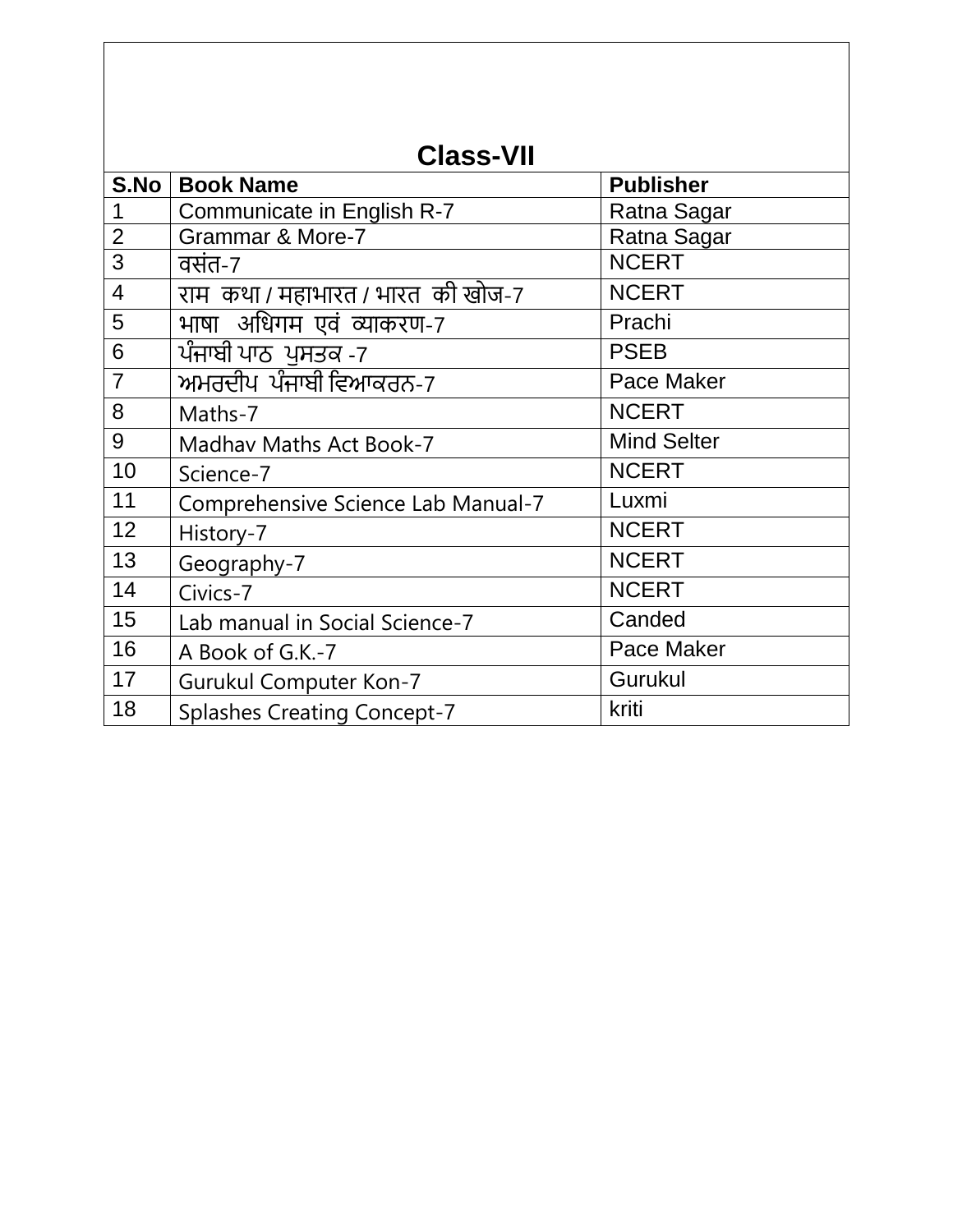| Class-VII | | |
| --- | --- | --- |
| S.No | Book Name | Publisher |
| 1 | Communicate in English R-7 | Ratna Sagar |
| 2 | Grammar & More-7 | Ratna Sagar |
| 3 | वसंत-7 | NCERT |
| 4 | राम कथा / महाभारत / भारत की खोज-7 | NCERT |
| 5 | भाषा अधिगम एवं व्याकरण-7 | Prachi |
| 6 | ਪੰਜਾਬੀ ਪਾਠ ਪੁਸਤਕ -7 | PSEB |
| 7 | ਅਮਰਦੀਪ ਪੰਜਾਬੀ ਵਿਆਕਰਨ-7 | Pace Maker |
| 8 | Maths-7 | NCERT |
| 9 | Madhav Maths Act Book-7 | Mind Selter |
| 10 | Science-7 | NCERT |
| 11 | Comprehensive Science Lab Manual-7 | Luxmi |
| 12 | History-7 | NCERT |
| 13 | Geography-7 | NCERT |
| 14 | Civics-7 | NCERT |
| 15 | Lab manual in Social Science-7 | Canded |
| 16 | A Book of G.K.-7 | Pace Maker |
| 17 | Gurukul Computer Kon-7 | Gurukul |
| 18 | Splashes Creating Concept-7 | kriti |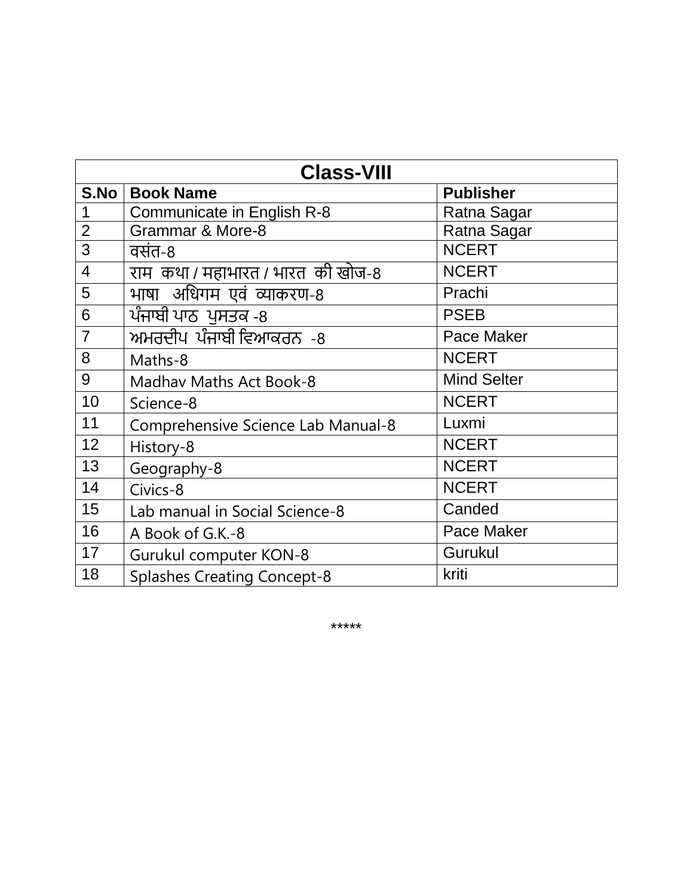| Class-VIII | | |
|---|---|---|
| **S.No** | **Book Name** | **Publisher** |
| 1 | Communicate in English R-8 | Ratna Sagar |
| 2 | Grammar & More-8 | Ratna Sagar |
| 3 | वसंत-8 | NCERT |
| 4 | राम कथा / महाभारत / भारत की खोज-8 | NCERT |
| 5 | भाषा अधिगम एवं व्याकरण-8 | Prachi |
| 6 | ਪੰਜਾਬੀ ਪਾਠ ਪੁਸਤਕ -8 | PSEB |
| 7 | ਅਮਰਦੀਪ ਪੰਜਾਬੀ ਵਿਆਕਰਨ -8 | Pace Maker |
| 8 | Maths-8 | NCERT |
| 9 | Madhav Maths Act Book-8 | Mind Selter |
| 10 | Science-8 | NCERT |
| 11 | Comprehensive Science Lab Manual-8 | Luxmi |
| 12 | History-8 | NCERT |
| 13 | Geography-8 | NCERT |
| 14 | Civics-8 | NCERT |
| 15 | Lab manual in Social Science-8 | Canded |
| 16 | A Book of G.K.-8 | Pace Maker |
| 17 | Gurukul computer KON-8 | Gurukul |
| 18 | Splashes Creating Concept-8 | kriti |

*****